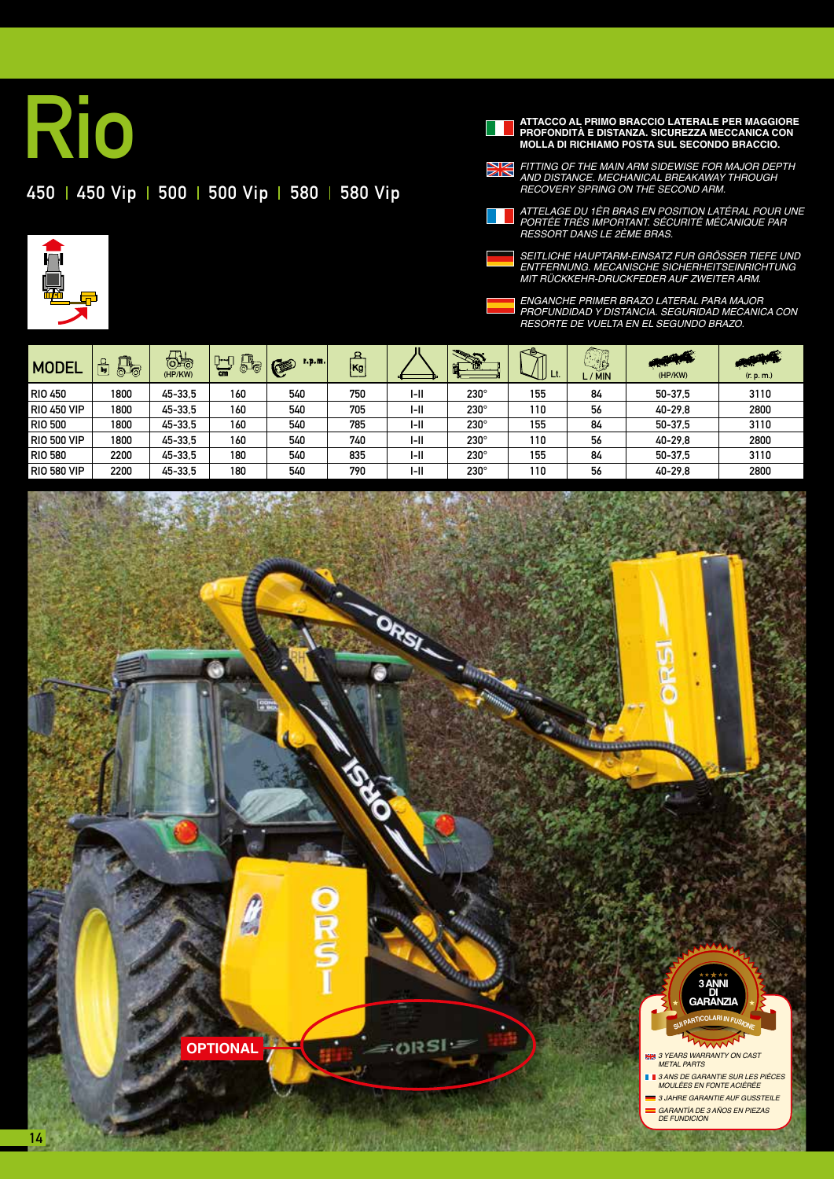# Rio

## 450 | 450 Vip | 500 | 500 Vip | 580 | 580 Vip

**ATTACCO AL PRIMO BRACCIO LATERALE PER MAGGIORE PROFONDITÀ E DISTANZA. SICUREZZA MECCANICA CON MOLLA DI RICHIAMO POSTA SUL SECONDO BRACCIO.**

*FITTING OF THE MAIN ARM SIDEWISE FOR MAJOR DEPTH AND DISTANCE. MECHANICAL BREAKAWAY THROUGH RECOVERY SPRING ON THE SECOND ARM.*

*ATTELAGE DU 1ÈR BRAS EN POSITION LATÉRAL POUR UNE PORTÉE TRÈS IMPORTANT. SÉCURITÉ MÉCANIQUE PAR RESSORT DANS LE 2ÈME BRAS.*

*SEITLICHE HAUPTARM-EINSATZ FUR GRÖSSER TIEFE UND ENTFERNUNG. MECHANISCHE SICHERHEITSEINRICHTUNG MIT RÜCKKEHR-DRUCKFEDER AUF ZWEITER ARM.*

*ENGANCHE PRIMER BRAZO LATERAL PARA MAJOR PROFUNDIDAD Y DISTANCIA. SEGURIDAD MECANICA CON RESORTE DE VUELTA EN EL SEGUNDO BRAZO.*

| MODEL | kg | (HP/KW) | cm | r.p.m. | Kg | | | Lt. | L / MIN | (HP/KW) | (r. p. m.) |
|---|---|---|---|---|---|---|---|---|---|---|---|
| RIO 450 | 1800 | 45-33,5 | 160 | 540 | 750 | I-II | 230° | 155 | 84 | 50-37,5 | 3110 |
| RIO 450 VIP | 1800 | 45-33,5 | 160 | 540 | 705 | I-II | 230° | 110 | 56 | 40-29,8 | 2800 |
| RIO 500 | 1800 | 45-33,5 | 160 | 540 | 785 | I-II | 230° | 155 | 84 | 50-37,5 | 3110 |
| RIO 500 VIP | 1800 | 45-33,5 | 160 | 540 | 740 | I-II | 230° | 110 | 56 | 40-29,8 | 2800 |
| RIO 580 | 2200 | 45-33,5 | 180 | 540 | 835 | I-II | 230° | 155 | 84 | 50-37,5 | 3110 |
| RIO 580 VIP | 2200 | 45-33,5 | 180 | 540 | 790 | I-II | 230° | 110 | 56 | 40-29,8 | 2800 |

OPTIONAL

3 ANNI DI GARANZIA SUI PARTICOLARI IN FUSIONE

3 YEARS WARRANTY ON CAST METAL PARTS

3 ANS DE GARANTIE SUR LES PIÈCES MOULÉES EN FONTE ACIÉRÉE

3 JAHRE GARANTIE AUF GUSSTEILE

GARANTÍA DE 3 AÑOS EN PIEZAS DE FUNDICION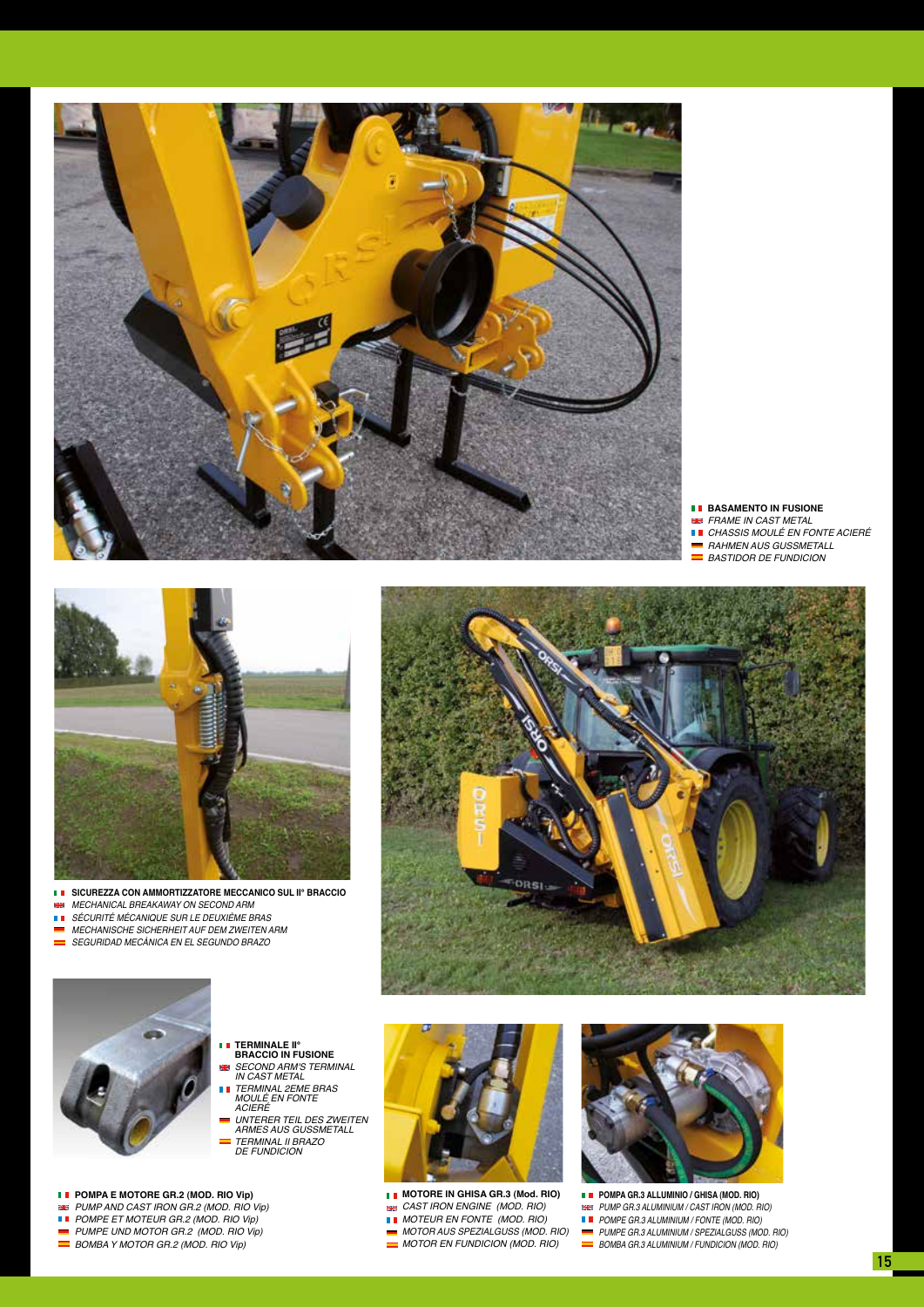**BASAMENTO IN FUSIONE**
*FRAME IN CAST METAL*
*CHASSIS MOULÉ EN FONTE ACIERÉ*
*RAHMEN AUS GUSSMETALL*
*BASTIDOR DE FUNDICION*

**SICUREZZA CON AMMORTIZZATORE MECCANICO SUL II° BRACCIO**
*MECHANICAL BREAKAWAY ON SECOND ARM*
*SÉCURITÉ MÉCANIQUE SUR LE DEUXIÈME BRAS*
*MECHANISCHE SICHERHEIT AUF DEM ZWEITEN ARM*
*SEGURIDAD MECÁNICA EN EL SEGUNDO BRAZO*

**TERMINALE II° BRACCIO IN FUSIONE**
*SECOND ARM'S TERMINAL IN CAST METAL*
*TERMINAL 2EME BRAS MOULÉ EN FONTE ACIERÉ*
*UNTERER TEIL DES ZWEITEN ARMES AUS GUSSMETALL*
*TERMINAL II BRAZO DE FUNDICION*

**POMPA E MOTORE GR.2 (MOD. RIO Vip)**
*PUMP AND CAST IRON GR.2 (MOD. RIO Vip)*
*POMPE ET MOTEUR GR.2 (MOD. RIO Vip)*
*PUMPE UND MOTOR GR.2 (MOD. RIO Vip)*
*BOMBA Y MOTOR GR.2 (MOD. RIO Vip)*

**MOTORE IN GHISA GR.3 (Mod. RIO)**
*CAST IRON ENGINE (MOD. RIO)*
*MOTEUR EN FONTE (MOD. RIO)*
*MOTOR AUS SPEZIALGUSS (MOD. RIO)*
*MOTOR EN FUNDICION (MOD. RIO)*

**POMPA GR.3 ALLUMINIO / GHISA (MOD. RIO)**
*PUMP GR.3 ALUMINIUM / CAST IRON (MOD. RIO)*
*POMPE GR.3 ALUMINIUM / FONTE (MOD. RIO)*
*PUMPE GR.3 ALUMINIUM / SPEZIALGUSS (MOD. RIO)*
*BOMBA GR.3 ALUMINIUM / FUNDICION (MOD. RIO)*